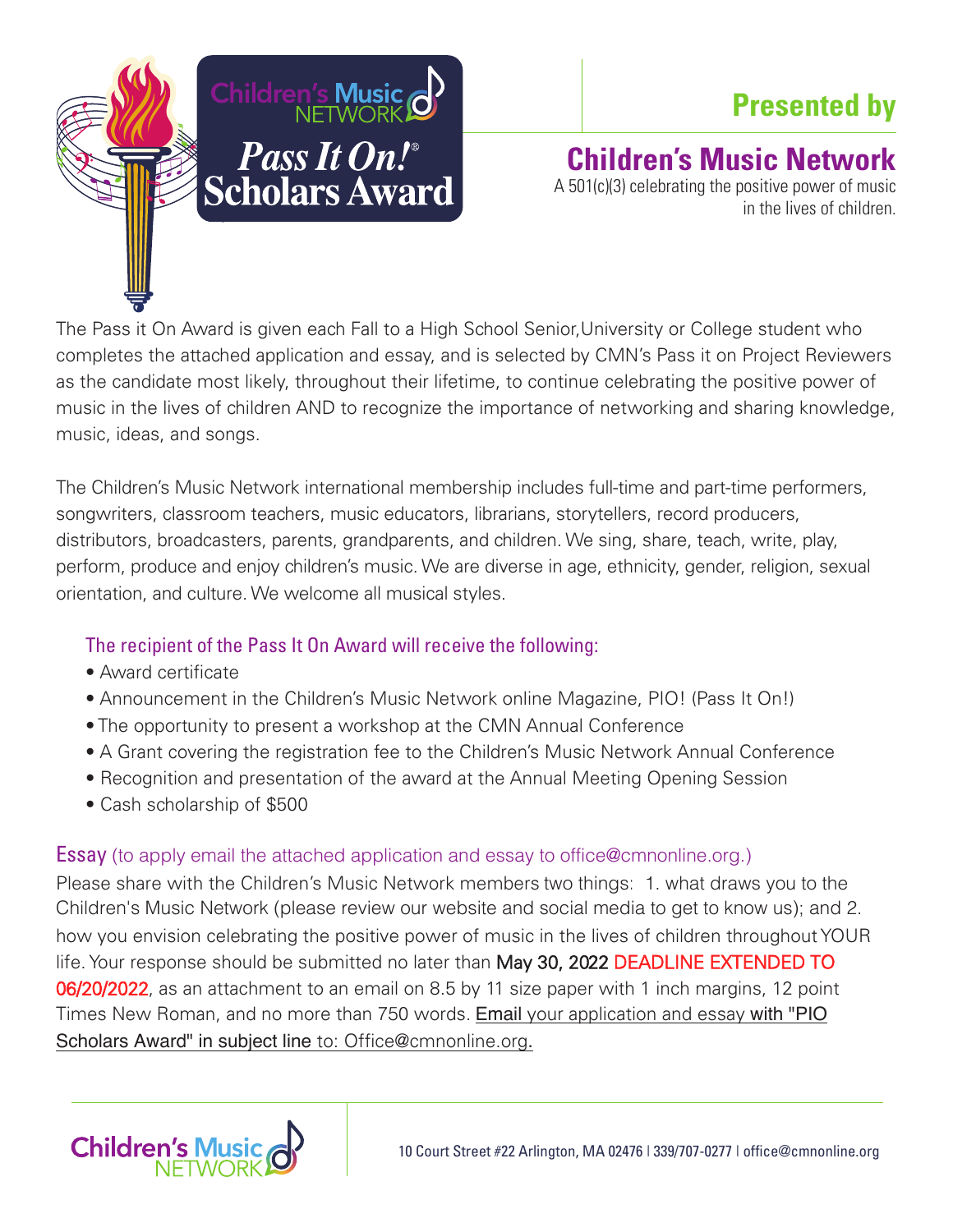# Children's Music Network *Pass It On!*® Scholars Award

## Presented by

## Children's Music Network

A 501(c)(3) celebrating the positive power of music in the lives of children.

The Pass it On Award is given each Fall to a High School Senior,University or College student who completes the attached application and essay, and is selected by CMN's Pass it on Project Reviewers as the candidate most likely, throughout their lifetime, to continue celebrating the positive power of music in the lives of children AND to recognize the importance of networking and sharing knowledge, music, ideas, and songs.

The Children's Music Network international membership includes full-time and part-time performers, songwriters, classroom teachers, music educators, librarians, storytellers, record producers, distributors, broadcasters, parents, grandparents, and children. We sing, share, teach, write, play, perform, produce and enjoy children's music. We are diverse in age, ethnicity, gender, religion, sexual orientation, and culture. We welcome all musical styles.

### The recipient of the Pass It On Award will receive the following:

- Award certificate
- Announcement in the Children's Music Network online Magazine, PIO! (Pass It On!)
- The opportunity to present a workshop at the CMN Annual Conference
- A Grant covering the registration fee to the Children's Music Network Annual Conference
- Recognition and presentation of the award at the Annual Meeting Opening Session
- Cash scholarship of $500

### Essay (to apply email the attached application and essay to office@cmnonline.org.)

Please share with the Children's Music Network members two things: 1. what draws you to the Children's Music Network (please review our website and social media to get to know us); and 2. how you envision celebrating the positive power of music in the lives of children throughout YOUR life. Your response should be submitted no later than May 30, 2022 DEADLINE EXTENDED TO 06/20/2022, as an attachment to an email on 8.5 by 11 size paper with 1 inch margins, 12 point Times New Roman, and no more than 750 words. Email your application and essay with "PIO Scholars Award" in subject line to: Office@cmnonline.org.

Children's Music Network

10 Court Street #22 Arlington, MA 02476 | 339/707-0277 | office@cmnonline.org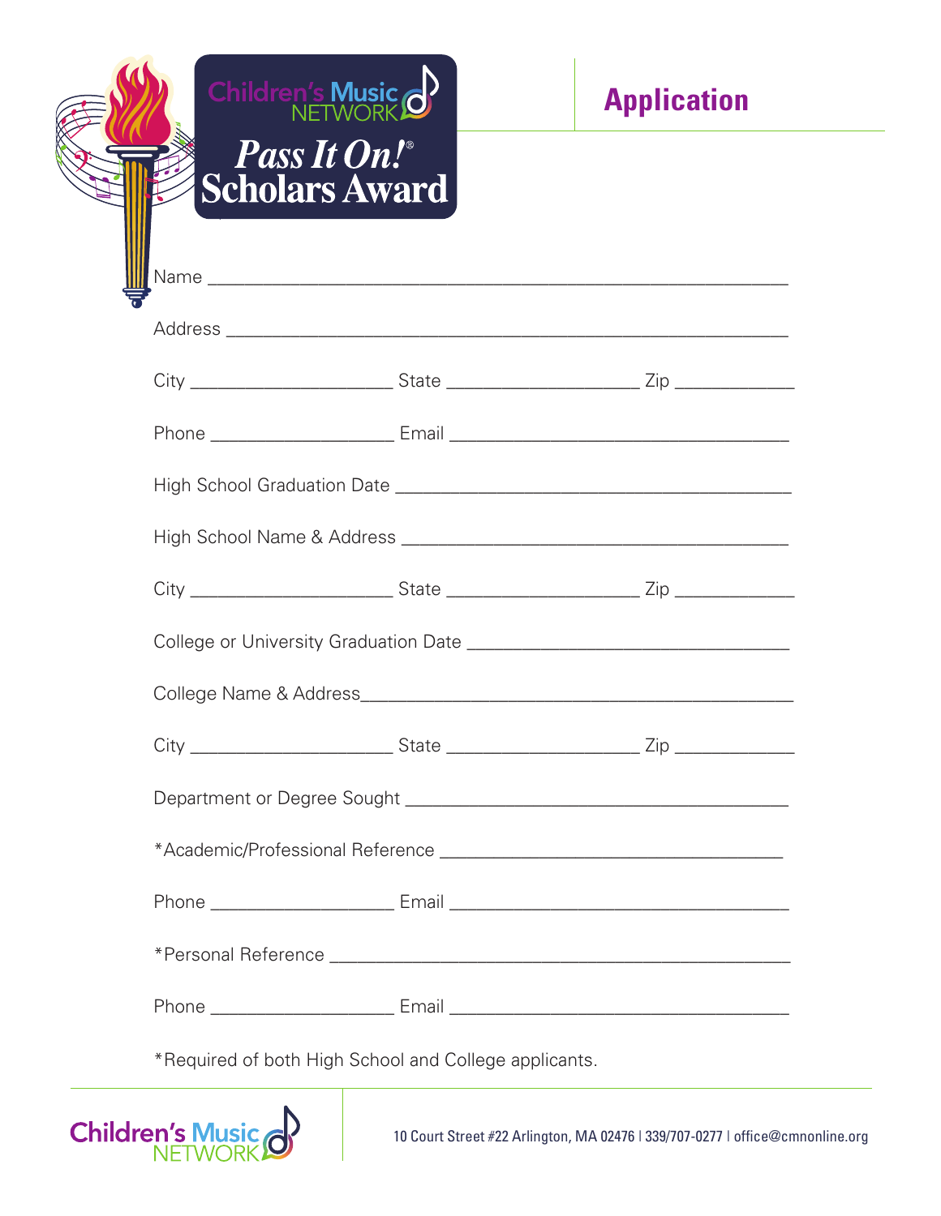Children's Music NETWORK

*Pass It On!*® Scholars Award

# Application

Name ___________________________________________________________

Address _________________________________________________________

City ____________________ State ___________________ Zip ____________

Phone __________________ Email __________________________________

High School Graduation Date _______________________________________

High School Name & Address _______________________________________

City ____________________ State ___________________ Zip ____________

College or University Graduation Date _____________________________

College Name & Address___________________________________________

City ____________________ State ___________________ Zip ____________

Department or Degree Sought ______________________________________

*Academic/Professional Reference _________________________________

Phone __________________ Email __________________________________

*Personal Reference _____________________________________________

Phone __________________ Email __________________________________

*Required of both High School and College applicants.

Children's Music NETWORK

10 Court Street #22 Arlington, MA 02476 | 339/707-0277 | office@cmnonline.org